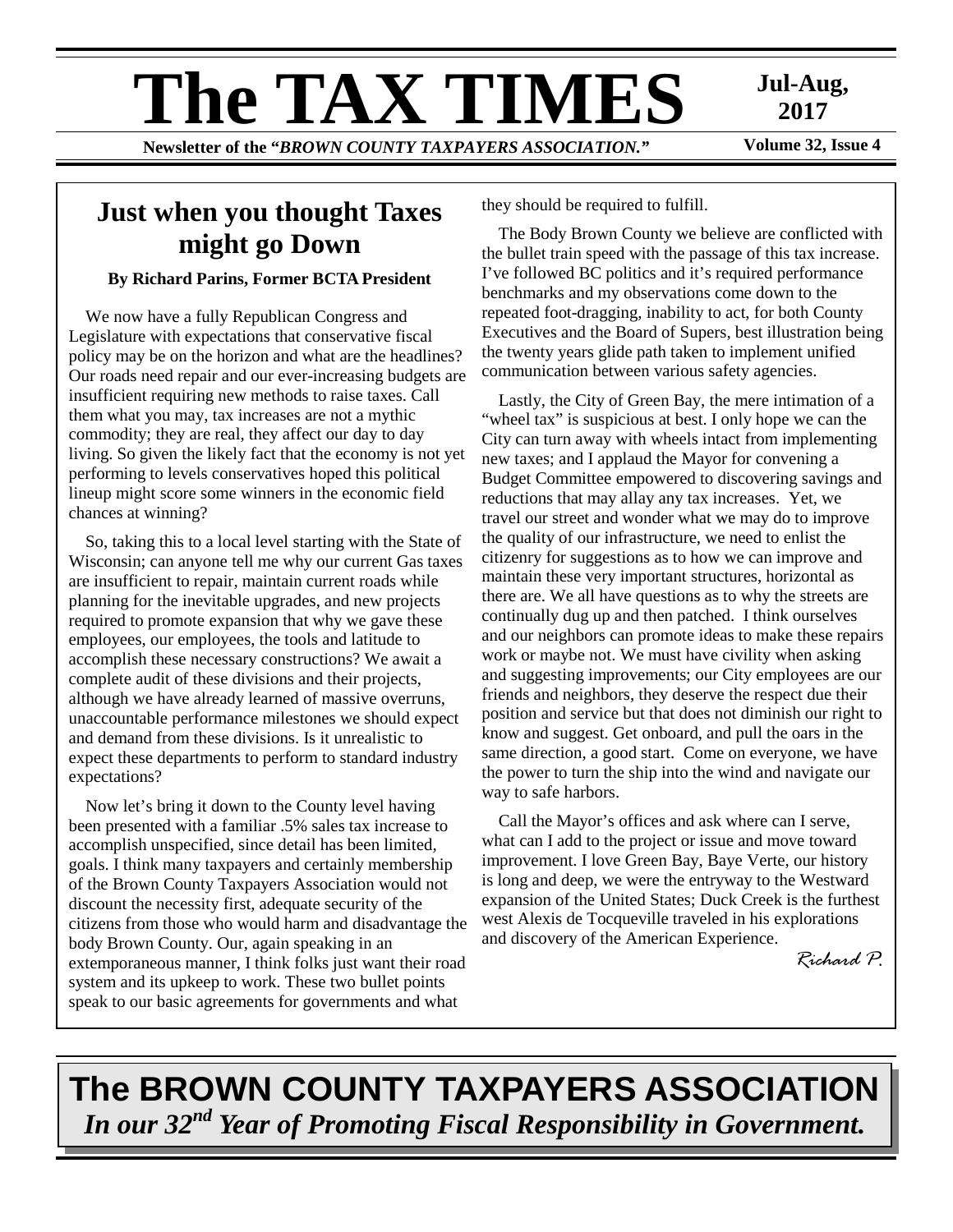# The TAX TIMES

**Jul-Aug, 2017**

**Newsletter of the "*BROWN COUNTY TAXPAYERS ASSOCIATION.*"**

**Volume 32, Issue 4**

## Just when you thought Taxes might go Down

**By Richard Parins, Former BCTA President**

We now have a fully Republican Congress and Legislature with expectations that conservative fiscal policy may be on the horizon and what are the headlines? Our roads need repair and our ever-increasing budgets are insufficient requiring new methods to raise taxes. Call them what you may, tax increases are not a mythic commodity; they are real, they affect our day to day living. So given the likely fact that the economy is not yet performing to levels conservatives hoped this political lineup might score some winners in the economic field chances at winning?

So, taking this to a local level starting with the State of Wisconsin; can anyone tell me why our current Gas taxes are insufficient to repair, maintain current roads while planning for the inevitable upgrades, and new projects required to promote expansion that why we gave these employees, our employees, the tools and latitude to accomplish these necessary constructions? We await a complete audit of these divisions and their projects, although we have already learned of massive overruns, unaccountable performance milestones we should expect and demand from these divisions. Is it unrealistic to expect these departments to perform to standard industry expectations?

Now let's bring it down to the County level having been presented with a familiar .5% sales tax increase to accomplish unspecified, since detail has been limited, goals. I think many taxpayers and certainly membership of the Brown County Taxpayers Association would not discount the necessity first, adequate security of the citizens from those who would harm and disadvantage the body Brown County. Our, again speaking in an extemporaneous manner, I think folks just want their road system and its upkeep to work. These two bullet points speak to our basic agreements for governments and what they should be required to fulfill.

The Body Brown County we believe are conflicted with the bullet train speed with the passage of this tax increase. I've followed BC politics and it's required performance benchmarks and my observations come down to the repeated foot-dragging, inability to act, for both County Executives and the Board of Supers, best illustration being the twenty years glide path taken to implement unified communication between various safety agencies.

Lastly, the City of Green Bay, the mere intimation of a "wheel tax" is suspicious at best. I only hope we can the City can turn away with wheels intact from implementing new taxes; and I applaud the Mayor for convening a Budget Committee empowered to discovering savings and reductions that may allay any tax increases. Yet, we travel our street and wonder what we may do to improve the quality of our infrastructure, we need to enlist the citizenry for suggestions as to how we can improve and maintain these very important structures, horizontal as there are. We all have questions as to why the streets are continually dug up and then patched. I think ourselves and our neighbors can promote ideas to make these repairs work or maybe not. We must have civility when asking and suggesting improvements; our City employees are our friends and neighbors, they deserve the respect due their position and service but that does not diminish our right to know and suggest. Get onboard, and pull the oars in the same direction, a good start. Come on everyone, we have the power to turn the ship into the wind and navigate our way to safe harbors.

Call the Mayor's offices and ask where can I serve, what can I add to the project or issue and move toward improvement. I love Green Bay, Baye Verte, our history is long and deep, we were the entryway to the Westward expansion of the United States; Duck Creek is the furthest west Alexis de Tocqueville traveled in his explorations and discovery of the American Experience.

*Richard P.*

## The BROWN COUNTY TAXPAYERS ASSOCIATION

***In our 32nd Year of Promoting Fiscal Responsibility in Government.***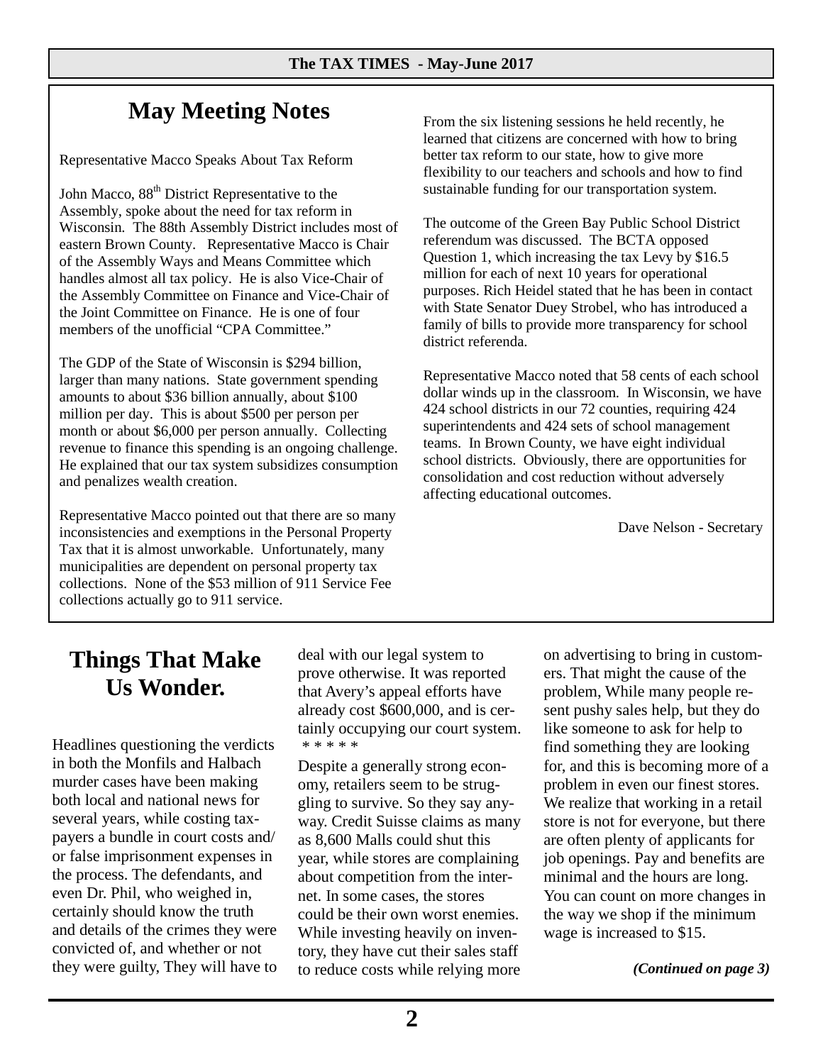## May Meeting Notes

Representative Macco Speaks About Tax Reform

John Macco, 88th District Representative to the Assembly, spoke about the need for tax reform in Wisconsin. The 88th Assembly District includes most of eastern Brown County. Representative Macco is Chair of the Assembly Ways and Means Committee which handles almost all tax policy. He is also Vice-Chair of the Assembly Committee on Finance and Vice-Chair of the Joint Committee on Finance. He is one of four members of the unofficial "CPA Committee."

The GDP of the State of Wisconsin is $294 billion, larger than many nations. State government spending amounts to about $36 billion annually, about $100 million per day. This is about $500 per person per month or about $6,000 per person annually. Collecting revenue to finance this spending is an ongoing challenge. He explained that our tax system subsidizes consumption and penalizes wealth creation.

Representative Macco pointed out that there are so many inconsistencies and exemptions in the Personal Property Tax that it is almost unworkable. Unfortunately, many municipalities are dependent on personal property tax collections. None of the $53 million of 911 Service Fee collections actually go to 911 service.

From the six listening sessions he held recently, he learned that citizens are concerned with how to bring better tax reform to our state, how to give more flexibility to our teachers and schools and how to find sustainable funding for our transportation system.

The outcome of the Green Bay Public School District referendum was discussed. The BCTA opposed Question 1, which increasing the tax Levy by $16.5 million for each of next 10 years for operational purposes. Rich Heidel stated that he has been in contact with State Senator Duey Strobel, who has introduced a family of bills to provide more transparency for school district referenda.

Representative Macco noted that 58 cents of each school dollar winds up in the classroom. In Wisconsin, we have 424 school districts in our 72 counties, requiring 424 superintendents and 424 sets of school management teams. In Brown County, we have eight individual school districts. Obviously, there are opportunities for consolidation and cost reduction without adversely affecting educational outcomes.

Dave Nelson - Secretary

## Things That Make Us Wonder.

Headlines questioning the verdicts in both the Monfils and Halbach murder cases have been making both local and national news for several years, while costing taxpayers a bundle in court costs and/ or false imprisonment expenses in the process. The defendants, and even Dr. Phil, who weighed in, certainly should know the truth and details of the crimes they were convicted of, and whether or not they were guilty, They will have to deal with our legal system to prove otherwise. It was reported that Avery's appeal efforts have already cost $600,000, and is certainly occupying our court system.

\* \* \* \* \*

Despite a generally strong economy, retailers seem to be struggling to survive. So they say anyway. Credit Suisse claims as many as 8,600 Malls could shut this year, while stores are complaining about competition from the internet. In some cases, the stores could be their own worst enemies. While investing heavily on inventory, they have cut their sales staff to reduce costs while relying more on advertising to bring in customers. That might the cause of the problem, While many people resent pushy sales help, but they do like someone to ask for help to find something they are looking for, and this is becoming more of a problem in even our finest stores. We realize that working in a retail store is not for everyone, but there are often plenty of applicants for job openings. Pay and benefits are minimal and the hours are long. You can count on more changes in the way we shop if the minimum wage is increased to $15.

***(Continued on page 3)***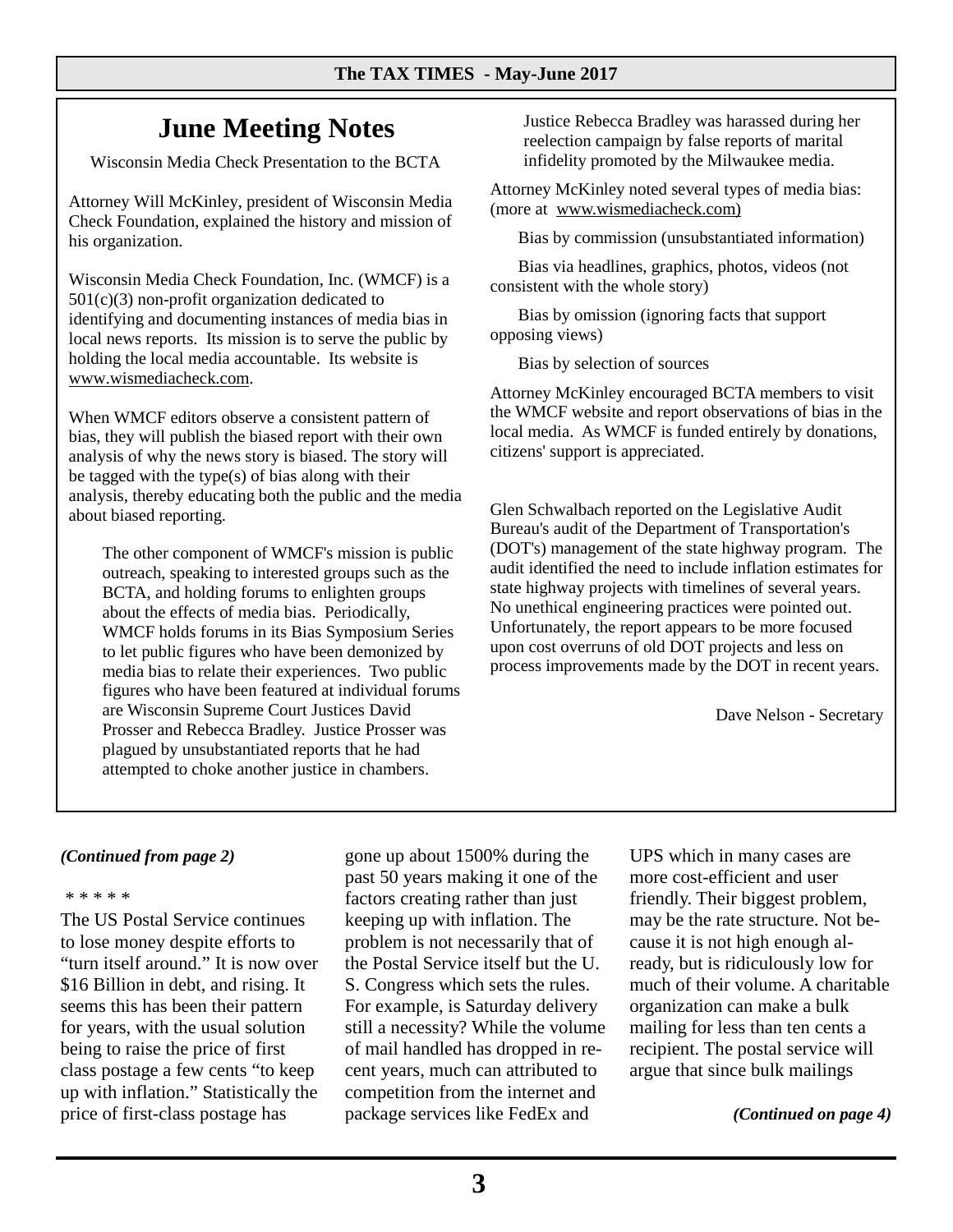## June Meeting Notes

Wisconsin Media Check Presentation to the BCTA

Attorney Will McKinley, president of Wisconsin Media Check Foundation, explained the history and mission of his organization.

Wisconsin Media Check Foundation, Inc. (WMCF) is a 501(c)(3) non-profit organization dedicated to identifying and documenting instances of media bias in local news reports. Its mission is to serve the public by holding the local media accountable. Its website is www.wismediacheck.com.

When WMCF editors observe a consistent pattern of bias, they will publish the biased report with their own analysis of why the news story is biased. The story will be tagged with the type(s) of bias along with their analysis, thereby educating both the public and the media about biased reporting.

The other component of WMCF's mission is public outreach, speaking to interested groups such as the BCTA, and holding forums to enlighten groups about the effects of media bias. Periodically, WMCF holds forums in its Bias Symposium Series to let public figures who have been demonized by media bias to relate their experiences. Two public figures who have been featured at individual forums are Wisconsin Supreme Court Justices David Prosser and Rebecca Bradley. Justice Prosser was plagued by unsubstantiated reports that he had attempted to choke another justice in chambers. Justice Rebecca Bradley was harassed during her reelection campaign by false reports of marital infidelity promoted by the Milwaukee media.

Attorney McKinley noted several types of media bias: (more at www.wismediacheck.com)

Bias by commission (unsubstantiated information)

Bias via headlines, graphics, photos, videos (not consistent with the whole story)

Bias by omission (ignoring facts that support opposing views)

Bias by selection of sources

Attorney McKinley encouraged BCTA members to visit the WMCF website and report observations of bias in the local media. As WMCF is funded entirely by donations, citizens' support is appreciated.

Glen Schwalbach reported on the Legislative Audit Bureau's audit of the Department of Transportation's (DOT's) management of the state highway program. The audit identified the need to include inflation estimates for state highway projects with timelines of several years. No unethical engineering practices were pointed out. Unfortunately, the report appears to be more focused upon cost overruns of old DOT projects and less on process improvements made by the DOT in recent years.

Dave Nelson - Secretary

***(Continued from page 2)***

\* \* \* \* \*

The US Postal Service continues to lose money despite efforts to "turn itself around." It is now over $16 Billion in debt, and rising. It seems this has been their pattern for years, with the usual solution being to raise the price of first class postage a few cents "to keep up with inflation." Statistically the price of first-class postage has gone up about 1500% during the past 50 years making it one of the factors creating rather than just keeping up with inflation. The problem is not necessarily that of the Postal Service itself but the U. S. Congress which sets the rules. For example, is Saturday delivery still a necessity? While the volume of mail handled has dropped in recent years, much can attributed to competition from the internet and package services like FedEx and UPS which in many cases are more cost-efficient and user friendly. Their biggest problem, may be the rate structure. Not because it is not high enough already, but is ridiculously low for much of their volume. A charitable organization can make a bulk mailing for less than ten cents a recipient. The postal service will argue that since bulk mailings

***(Continued on page 4)***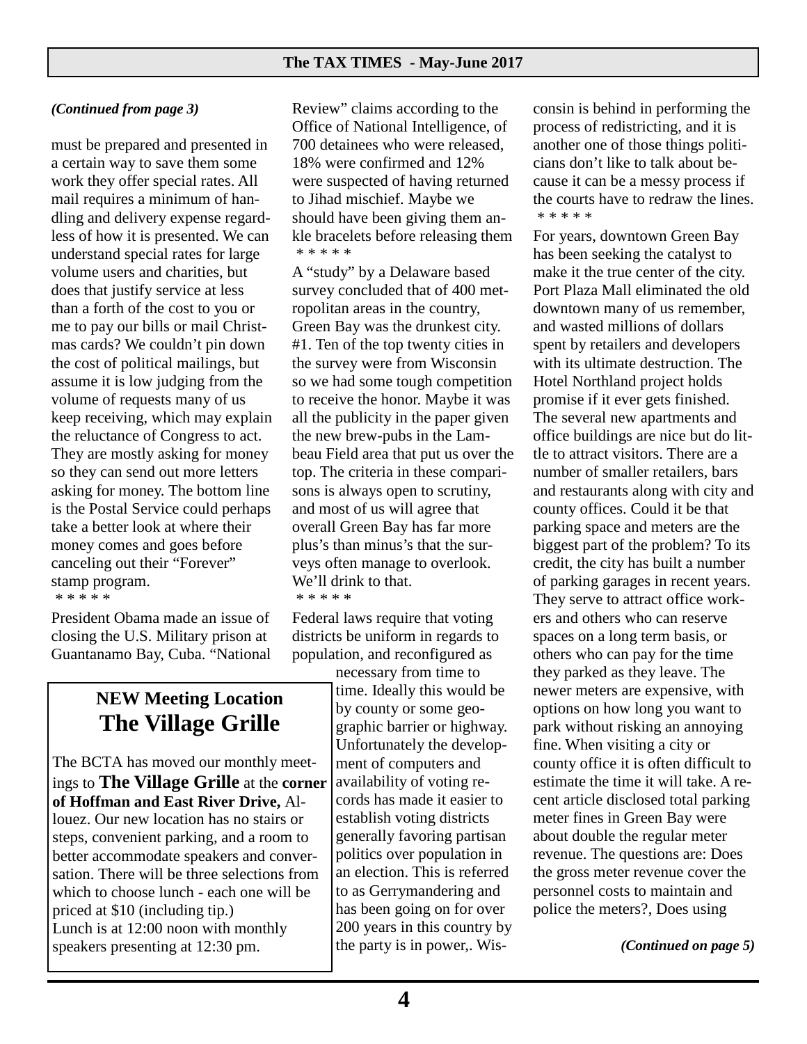*(Continued from page 3)*

must be prepared and presented in a certain way to save them some work they offer special rates. All mail requires a minimum of handling and delivery expense regardless of how it is presented. We can understand special rates for large volume users and charities, but does that justify service at less than a forth of the cost to you or me to pay our bills or mail Christmas cards? We couldn't pin down the cost of political mailings, but assume it is low judging from the volume of requests many of us keep receiving, which may explain the reluctance of Congress to act. They are mostly asking for money so they can send out more letters asking for money. The bottom line is the Postal Service could perhaps take a better look at where their money comes and goes before canceling out their "Forever" stamp program.

\* \* \* \* \*

President Obama made an issue of closing the U.S. Military prison at Guantanamo Bay, Cuba. "National Review" claims according to the Office of National Intelligence, of 700 detainees who were released, 18% were confirmed and 12% were suspected of having returned to Jihad mischief. Maybe we should have been giving them ankle bracelets before releasing them

\* \* \* \* \*

A "study" by a Delaware based survey concluded that of 400 metropolitan areas in the country, Green Bay was the drunkest city. #1. Ten of the top twenty cities in the survey were from Wisconsin so we had some tough competition to receive the honor. Maybe it was all the publicity in the paper given the new brew-pubs in the Lambeau Field area that put us over the top. The criteria in these comparisons is always open to scrutiny, and most of us will agree that overall Green Bay has far more plus's than minus's that the surveys often manage to overlook. We'll drink to that.

\* \* \* \* \*

Federal laws require that voting districts be uniform in regards to population, and reconfigured as necessary from time to time. Ideally this would be by county or some geographic barrier or highway. Unfortunately the development of computers and availability of voting records has made it easier to establish voting districts generally favoring partisan politics over population in an election. This is referred to as Gerrymandering and has been going on for over 200 years in this country by the party is in power,. Wisconsin is behind in performing the process of redistricting, and it is another one of those things politicians don't like to talk about because it can be a messy process if the courts have to redraw the lines.

\* \* \* \* \*

For years, downtown Green Bay has been seeking the catalyst to make it the true center of the city. Port Plaza Mall eliminated the old downtown many of us remember, and wasted millions of dollars spent by retailers and developers with its ultimate destruction. The Hotel Northland project holds promise if it ever gets finished. The several new apartments and office buildings are nice but do little to attract visitors. There are a number of smaller retailers, bars and restaurants along with city and county offices. Could it be that parking space and meters are the biggest part of the problem? To its credit, the city has built a number of parking garages in recent years. They serve to attract office workers and others who can reserve spaces on a long term basis, or others who can pay for the time they parked as they leave. The newer meters are expensive, with options on how long you want to park without risking an annoying fine. When visiting a city or county office it is often difficult to estimate the time it will take. A recent article disclosed total parking meter fines in Green Bay were about double the regular meter revenue. The questions are: Does the gross meter revenue cover the personnel costs to maintain and police the meters?, Does using

*(Continued on page 5)*

---

### NEW Meeting Location
## The Village Grille

The BCTA has moved our monthly meetings to **The Village Grille** at the **corner of Hoffman and East River Drive,** Allouez. Our new location has no stairs or steps, convenient parking, and a room to better accommodate speakers and conversation. There will be three selections from which to choose lunch - each one will be priced at $10 (including tip.)
Lunch is at 12:00 noon with monthly speakers presenting at 12:30 pm.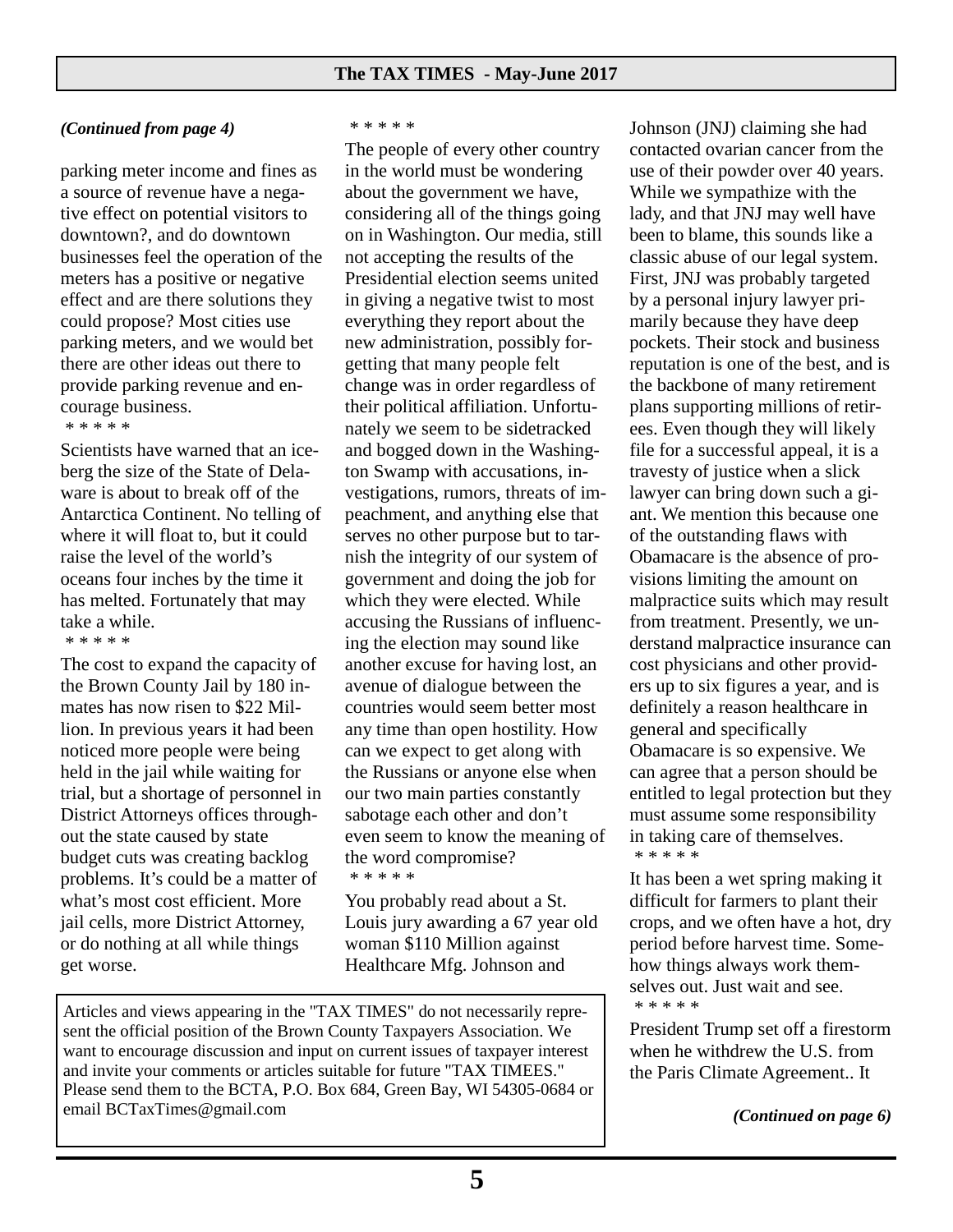*(Continued from page 4)*

parking meter income and fines as a source of revenue have a negative effect on potential visitors to downtown?, and do downtown businesses feel the operation of the meters has a positive or negative effect and are there solutions they could propose? Most cities use parking meters, and we would bet there are other ideas out there to provide parking revenue and encourage business.

\* \* \* \* \*

Scientists have warned that an iceberg the size of the State of Delaware is about to break off of the Antarctica Continent. No telling of where it will float to, but it could raise the level of the world's oceans four inches by the time it has melted. Fortunately that may take a while.

\* \* \* \* \*

The cost to expand the capacity of the Brown County Jail by 180 inmates has now risen to $22 Million. In previous years it had been noticed more people were being held in the jail while waiting for trial, but a shortage of personnel in District Attorneys offices throughout the state caused by state budget cuts was creating backlog problems. It's could be a matter of what's most cost efficient. More jail cells, more District Attorney, or do nothing at all while things get worse.

\* \* \* \* \*

The people of every other country in the world must be wondering about the government we have, considering all of the things going on in Washington. Our media, still not accepting the results of the Presidential election seems united in giving a negative twist to most everything they report about the new administration, possibly forgetting that many people felt change was in order regardless of their political affiliation. Unfortunately we seem to be sidetracked and bogged down in the Washington Swamp with accusations, investigations, rumors, threats of impeachment, and anything else that serves no other purpose but to tarnish the integrity of our system of government and doing the job for which they were elected. While accusing the Russians of influencing the election may sound like another excuse for having lost, an avenue of dialogue between the countries would seem better most any time than open hostility. How can we expect to get along with the Russians or anyone else when our two main parties constantly sabotage each other and don't even seem to know the meaning of the word compromise?

\* \* \* \* \*

You probably read about a St. Louis jury awarding a 67 year old woman $110 Million against Healthcare Mfg. Johnson and Johnson (JNJ) claiming she had contacted ovarian cancer from the use of their powder over 40 years. While we sympathize with the lady, and that JNJ may well have been to blame, this sounds like a classic abuse of our legal system. First, JNJ was probably targeted by a personal injury lawyer primarily because they have deep pockets. Their stock and business reputation is one of the best, and is the backbone of many retirement plans supporting millions of retirees. Even though they will likely file for a successful appeal, it is a travesty of justice when a slick lawyer can bring down such a giant. We mention this because one of the outstanding flaws with Obamacare is the absence of provisions limiting the amount on malpractice suits which may result from treatment. Presently, we understand malpractice insurance can cost physicians and other providers up to six figures a year, and is definitely a reason healthcare in general and specifically Obamacare is so expensive. We can agree that a person should be entitled to legal protection but they must assume some responsibility in taking care of themselves.

\* \* \* \* \*

It has been a wet spring making it difficult for farmers to plant their crops, and we often have a hot, dry period before harvest time. Somehow things always work themselves out. Just wait and see.

\* \* \* \* \*

President Trump set off a firestorm when he withdrew the U.S. from the Paris Climate Agreement.. It

*(Continued on page 6)*

Articles and views appearing in the "TAX TIMES" do not necessarily represent the official position of the Brown County Taxpayers Association. We want to encourage discussion and input on current issues of taxpayer interest and invite your comments or articles suitable for future "TAX TIMEES." Please send them to the BCTA, P.O. Box 684, Green Bay, WI 54305-0684 or email BCTaxTimes@gmail.com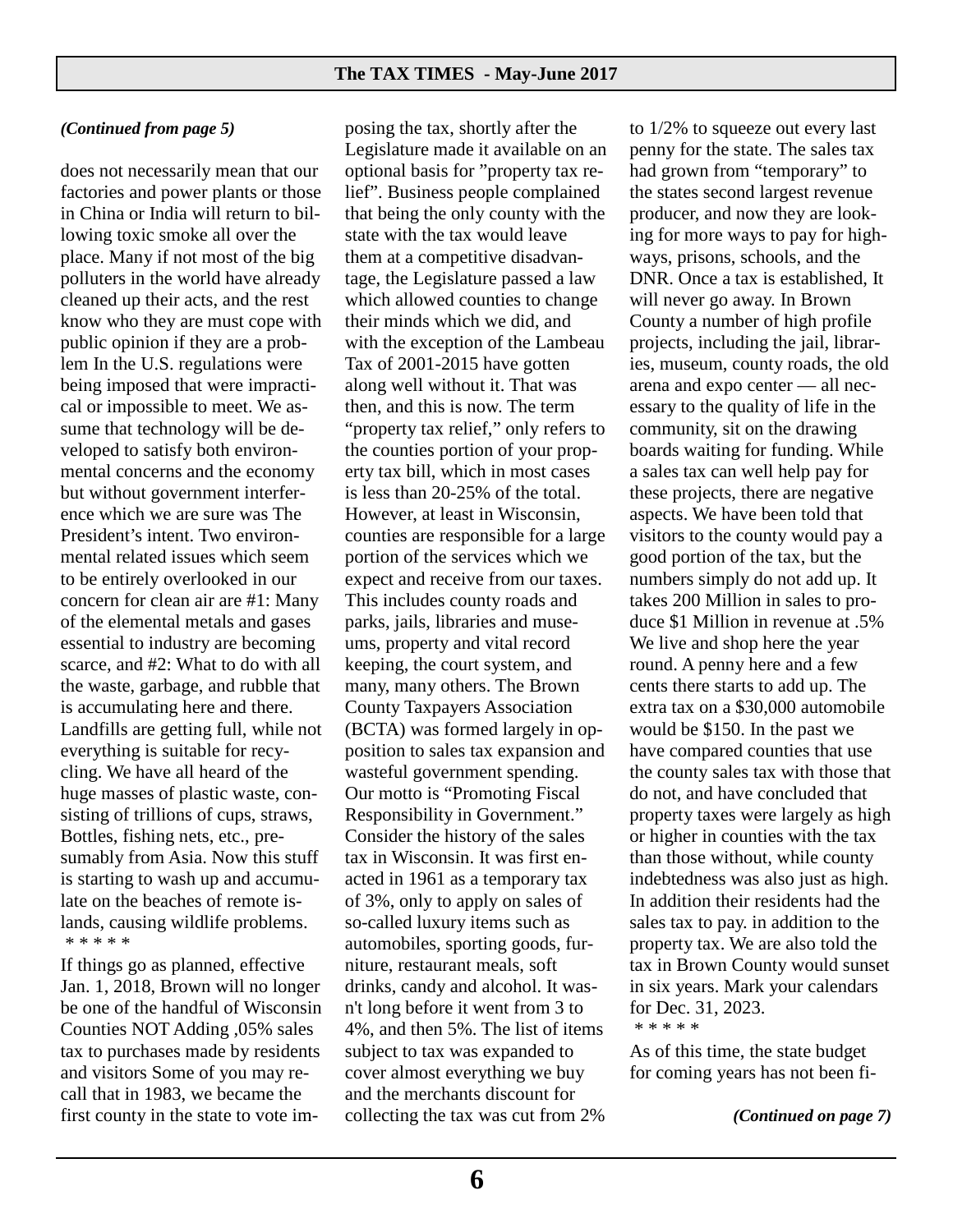*(Continued from page 5)*

does not necessarily mean that our factories and power plants or those in China or India will return to billowing toxic smoke all over the place. Many if not most of the big polluters in the world have already cleaned up their acts, and the rest know who they are must cope with public opinion if they are a problem In the U.S. regulations were being imposed that were impractical or impossible to meet. We assume that technology will be developed to satisfy both environmental concerns and the economy but without government interference which we are sure was The President's intent. Two environmental related issues which seem to be entirely overlooked in our concern for clean air are #1: Many of the elemental metals and gases essential to industry are becoming scarce, and #2: What to do with all the waste, garbage, and rubble that is accumulating here and there. Landfills are getting full, while not everything is suitable for recycling. We have all heard of the huge masses of plastic waste, consisting of trillions of cups, straws, Bottles, fishing nets, etc., presumably from Asia. Now this stuff is starting to wash up and accumulate on the beaches of remote islands, causing wildlife problems.

\* \* \* \* \*

If things go as planned, effective Jan. 1, 2018, Brown will no longer be one of the handful of Wisconsin Counties NOT Adding ,05% sales tax to purchases made by residents and visitors Some of you may recall that in 1983, we became the first county in the state to vote imposing the tax, shortly after the Legislature made it available on an optional basis for "property tax relief". Business people complained that being the only county with the state with the tax would leave them at a competitive disadvantage, the Legislature passed a law which allowed counties to change their minds which we did, and with the exception of the Lambeau Tax of 2001-2015 have gotten along well without it. That was then, and this is now. The term "property tax relief," only refers to the counties portion of your property tax bill, which in most cases is less than 20-25% of the total. However, at least in Wisconsin, counties are responsible for a large portion of the services which we expect and receive from our taxes. This includes county roads and parks, jails, libraries and museums, property and vital record keeping, the court system, and many, many others. The Brown County Taxpayers Association (BCTA) was formed largely in opposition to sales tax expansion and wasteful government spending. Our motto is "Promoting Fiscal Responsibility in Government." Consider the history of the sales tax in Wisconsin. It was first enacted in 1961 as a temporary tax of 3%, only to apply on sales of so-called luxury items such as automobiles, sporting goods, furniture, restaurant meals, soft drinks, candy and alcohol. It wasn't long before it went from 3 to 4%, and then 5%. The list of items subject to tax was expanded to cover almost everything we buy and the merchants discount for collecting the tax was cut from 2% to 1/2% to squeeze out every last penny for the state. The sales tax had grown from "temporary" to the states second largest revenue producer, and now they are looking for more ways to pay for highways, prisons, schools, and the DNR. Once a tax is established, It will never go away. In Brown County a number of high profile projects, including the jail, libraries, museum, county roads, the old arena and expo center — all necessary to the quality of life in the community, sit on the drawing boards waiting for funding. While a sales tax can well help pay for these projects, there are negative aspects. We have been told that visitors to the county would pay a good portion of the tax, but the numbers simply do not add up. It takes 200 Million in sales to produce $1 Million in revenue at .5% We live and shop here the year round. A penny here and a few cents there starts to add up. The extra tax on a $30,000 automobile would be $150. In the past we have compared counties that use the county sales tax with those that do not, and have concluded that property taxes were largely as high or higher in counties with the tax than those without, while county indebtedness was also just as high. In addition their residents had the sales tax to pay. in addition to the property tax. We are also told the tax in Brown County would sunset in six years. Mark your calendars for Dec. 31, 2023.

\* \* \* \* \*

As of this time, the state budget for coming years has not been fi-

*(Continued on page 7)*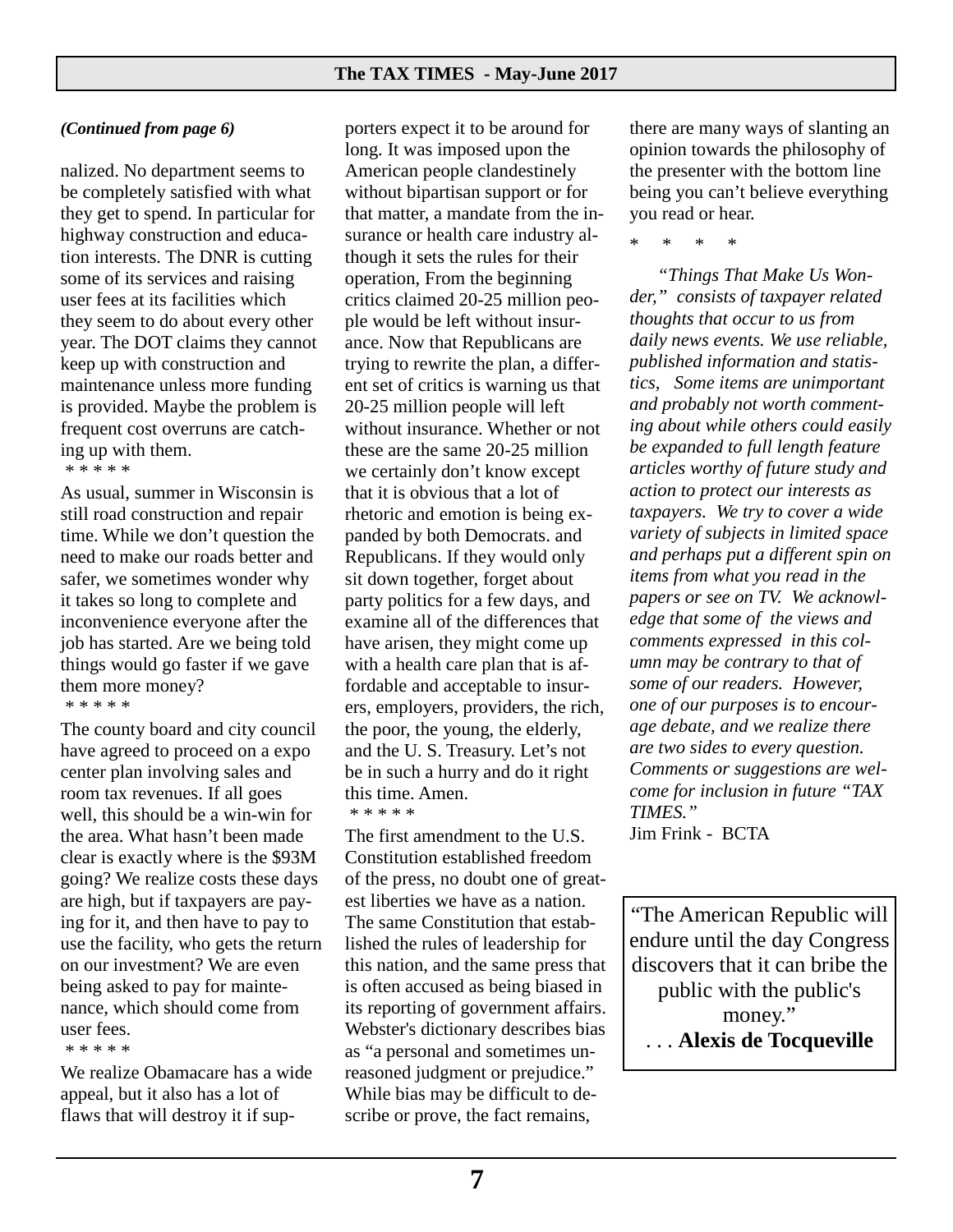*(Continued from page 6)*

nalized. No department seems to be completely satisfied with what they get to spend. In particular for highway construction and education interests. The DNR is cutting some of its services and raising user fees at its facilities which they seem to do about every other year. The DOT claims they cannot keep up with construction and maintenance unless more funding is provided. Maybe the problem is frequent cost overruns are catching up with them.

\* \* \* \* \*

As usual, summer in Wisconsin is still road construction and repair time. While we don't question the need to make our roads better and safer, we sometimes wonder why it takes so long to complete and inconvenience everyone after the job has started. Are we being told things would go faster if we gave them more money?

\* \* \* \* \*

The county board and city council have agreed to proceed on a expo center plan involving sales and room tax revenues. If all goes well, this should be a win-win for the area. What hasn't been made clear is exactly where is the $93M going? We realize costs these days are high, but if taxpayers are paying for it, and then have to pay to use the facility, who gets the return on our investment? We are even being asked to pay for maintenance, which should come from user fees.

\* \* \* \* \*

We realize Obamacare has a wide appeal, but it also has a lot of flaws that will destroy it if supporters expect it to be around for long. It was imposed upon the American people clandestinely without bipartisan support or for that matter, a mandate from the insurance or health care industry although it sets the rules for their operation, From the beginning critics claimed 20-25 million people would be left without insurance. Now that Republicans are trying to rewrite the plan, a different set of critics is warning us that 20-25 million people will left without insurance. Whether or not these are the same 20-25 million we certainly don't know except that it is obvious that a lot of rhetoric and emotion is being expanded by both Democrats. and Republicans. If they would only sit down together, forget about party politics for a few days, and examine all of the differences that have arisen, they might come up with a health care plan that is affordable and acceptable to insurers, employers, providers, the rich, the poor, the young, the elderly, and the U. S. Treasury. Let's not be in such a hurry and do it right this time. Amen.

\* \* \* \* \*

The first amendment to the U.S. Constitution established freedom of the press, no doubt one of greatest liberties we have as a nation. The same Constitution that established the rules of leadership for this nation, and the same press that is often accused as being biased in its reporting of government affairs. Webster's dictionary describes bias as "a personal and sometimes unreasoned judgment or prejudice." While bias may be difficult to describe or prove, the fact remains, there are many ways of slanting an opinion towards the philosophy of the presenter with the bottom line being you can't believe everything you read or hear.

\*  \*  \*  \*

*"Things That Make Us Wonder," consists of taxpayer related thoughts that occur to us from daily news events. We use reliable, published information and statistics, Some items are unimportant and probably not worth commenting about while others could easily be expanded to full length feature articles worthy of future study and action to protect our interests as taxpayers. We try to cover a wide variety of subjects in limited space and perhaps put a different spin on items from what you read in the papers or see on TV. We acknowledge that some of the views and comments expressed in this column may be contrary to that of some of our readers. However, one of our purposes is to encourage debate, and we realize there are two sides to every question. Comments or suggestions are welcome for inclusion in future "TAX TIMES."*

Jim Frink - BCTA

"The American Republic will endure until the day Congress discovers that it can bribe the public with the public's money."

. . . **Alexis de Tocqueville**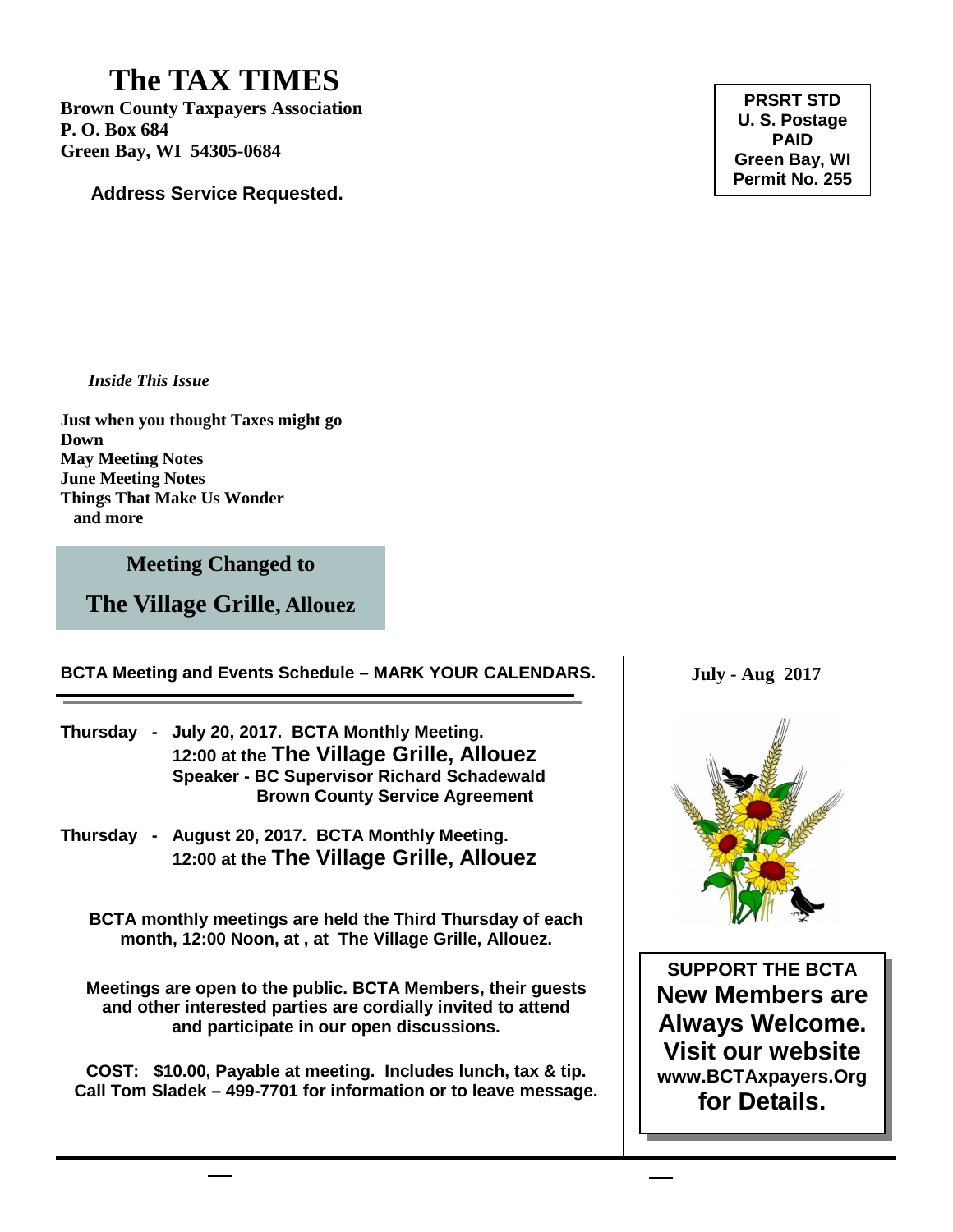# The TAX TIMES

**Brown County Taxpayers Association**
**P. O. Box 684**
**Green Bay, WI 54305-0684**

**Address Service Requested.**

**PRSRT STD**
**U. S. Postage**
**PAID**
**Green Bay, WI**
**Permit No. 255**

*Inside This Issue*

**Just when you thought Taxes might go Down**
**May Meeting Notes**
**June Meeting Notes**
**Things That Make Us Wonder**
**and more**

## Meeting Changed to

## The Village Grille, Allouez

**BCTA Meeting and Events Schedule – MARK YOUR CALENDARS.**

**Thursday - July 20, 2017. BCTA Monthly Meeting.**
**12:00 at the The Village Grille, Allouez**
**Speaker - BC Supervisor Richard Schadewald**
**Brown County Service Agreement**

**Thursday - August 20, 2017. BCTA Monthly Meeting.**
**12:00 at the The Village Grille, Allouez**

**BCTA monthly meetings are held the Third Thursday of each month, 12:00 Noon, at , at The Village Grille, Allouez.**

**Meetings are open to the public. BCTA Members, their guests and other interested parties are cordially invited to attend and participate in our open discussions.**

**COST: $10.00, Payable at meeting. Includes lunch, tax & tip.**
**Call Tom Sladek – 499-7701 for information or to leave message.**

**July - Aug 2017**

**SUPPORT THE BCTA**
**New Members are Always Welcome.**
**Visit our website**
**www.BCTAxpayers.Org**
**for Details.**